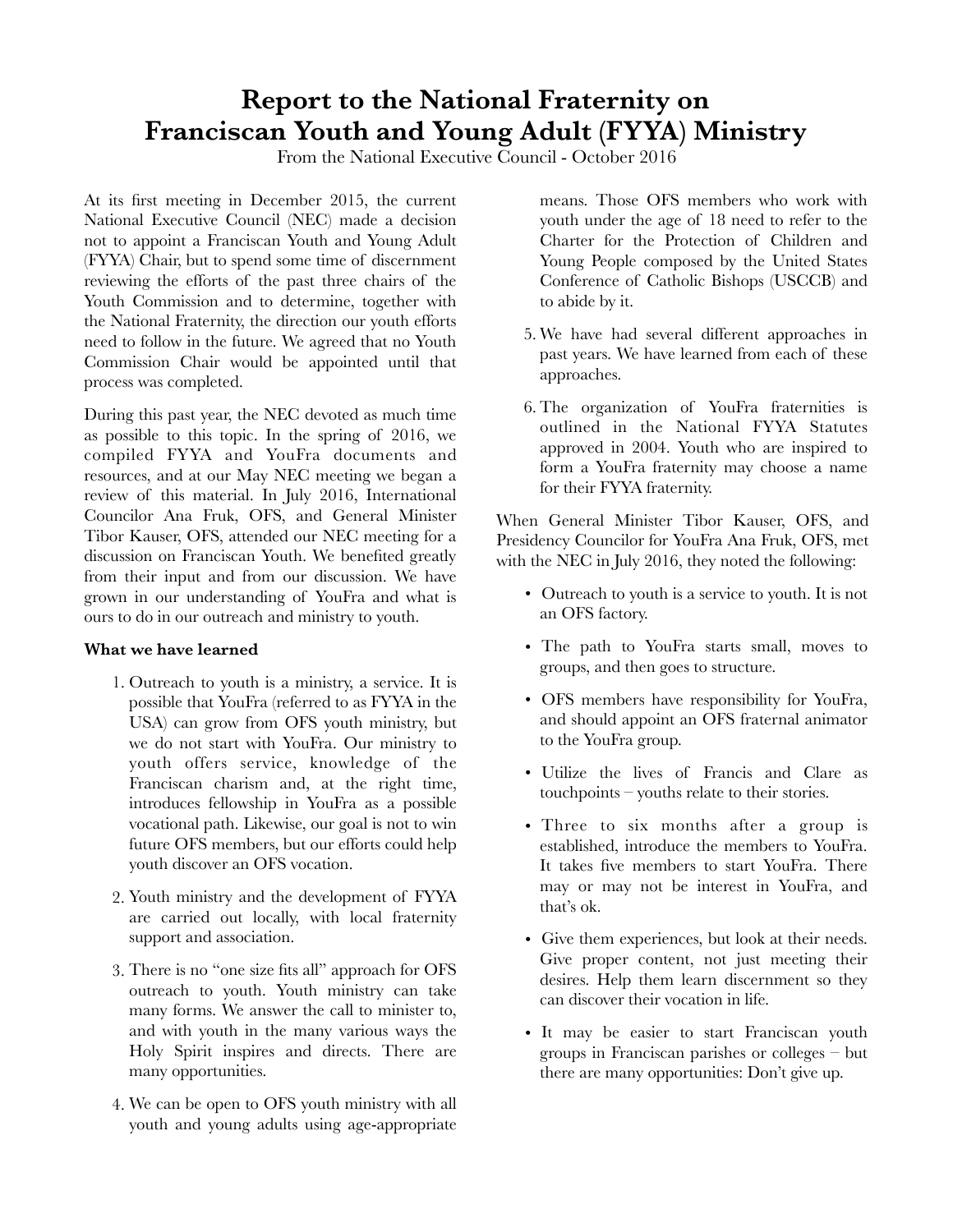# Report to the National Fraternity on Franciscan Youth and Young Adult (FYYA) Ministry

From the National Executive Council - October 2016

At its first meeting in December 2015, the current National Executive Council (NEC) made a decision not to appoint a Franciscan Youth and Young Adult (FYYA) Chair, but to spend some time of discernment reviewing the efforts of the past three chairs of the Youth Commission and to determine, together with the National Fraternity, the direction our youth efforts need to follow in the future. We agreed that no Youth Commission Chair would be appointed until that process was completed.

During this past year, the NEC devoted as much time as possible to this topic. In the spring of 2016, we compiled FYYA and YouFra documents and resources, and at our May NEC meeting we began a review of this material. In July 2016, International Councilor Ana Fruk, OFS, and General Minister Tibor Kauser, OFS, attended our NEC meeting for a discussion on Franciscan Youth. We benefited greatly from their input and from our discussion. We have grown in our understanding of YouFra and what is ours to do in our outreach and ministry to youth.

**What we have learned**

1. Outreach to youth is a ministry, a service. It is possible that YouFra (referred to as FYYA in the USA) can grow from OFS youth ministry, but we do not start with YouFra. Our ministry to youth offers service, knowledge of the Franciscan charism and, at the right time, introduces fellowship in YouFra as a possible vocational path. Likewise, our goal is not to win future OFS members, but our efforts could help youth discover an OFS vocation.
2. Youth ministry and the development of FYYA are carried out locally, with local fraternity support and association.
3. There is no "one size fits all" approach for OFS outreach to youth. Youth ministry can take many forms. We answer the call to minister to, and with youth in the many various ways the Holy Spirit inspires and directs. There are many opportunities.
4. We can be open to OFS youth ministry with all youth and young adults using age-appropriate means. Those OFS members who work with youth under the age of 18 need to refer to the Charter for the Protection of Children and Young People composed by the United States Conference of Catholic Bishops (USCCB) and to abide by it.
5. We have had several different approaches in past years. We have learned from each of these approaches.
6. The organization of YouFra fraternities is outlined in the National FYYA Statutes approved in 2004. Youth who are inspired to form a YouFra fraternity may choose a name for their FYYA fraternity.

When General Minister Tibor Kauser, OFS, and Presidency Councilor for YouFra Ana Fruk, OFS, met with the NEC in July 2016, they noted the following:

- Outreach to youth is a service to youth. It is not an OFS factory.
- The path to YouFra starts small, moves to groups, and then goes to structure.
- OFS members have responsibility for YouFra, and should appoint an OFS fraternal animator to the YouFra group.
- Utilize the lives of Francis and Clare as touchpoints – youths relate to their stories.
- Three to six months after a group is established, introduce the members to YouFra. It takes five members to start YouFra. There may or may not be interest in YouFra, and that's ok.
- Give them experiences, but look at their needs. Give proper content, not just meeting their desires. Help them learn discernment so they can discover their vocation in life.
- It may be easier to start Franciscan youth groups in Franciscan parishes or colleges – but there are many opportunities: Don't give up.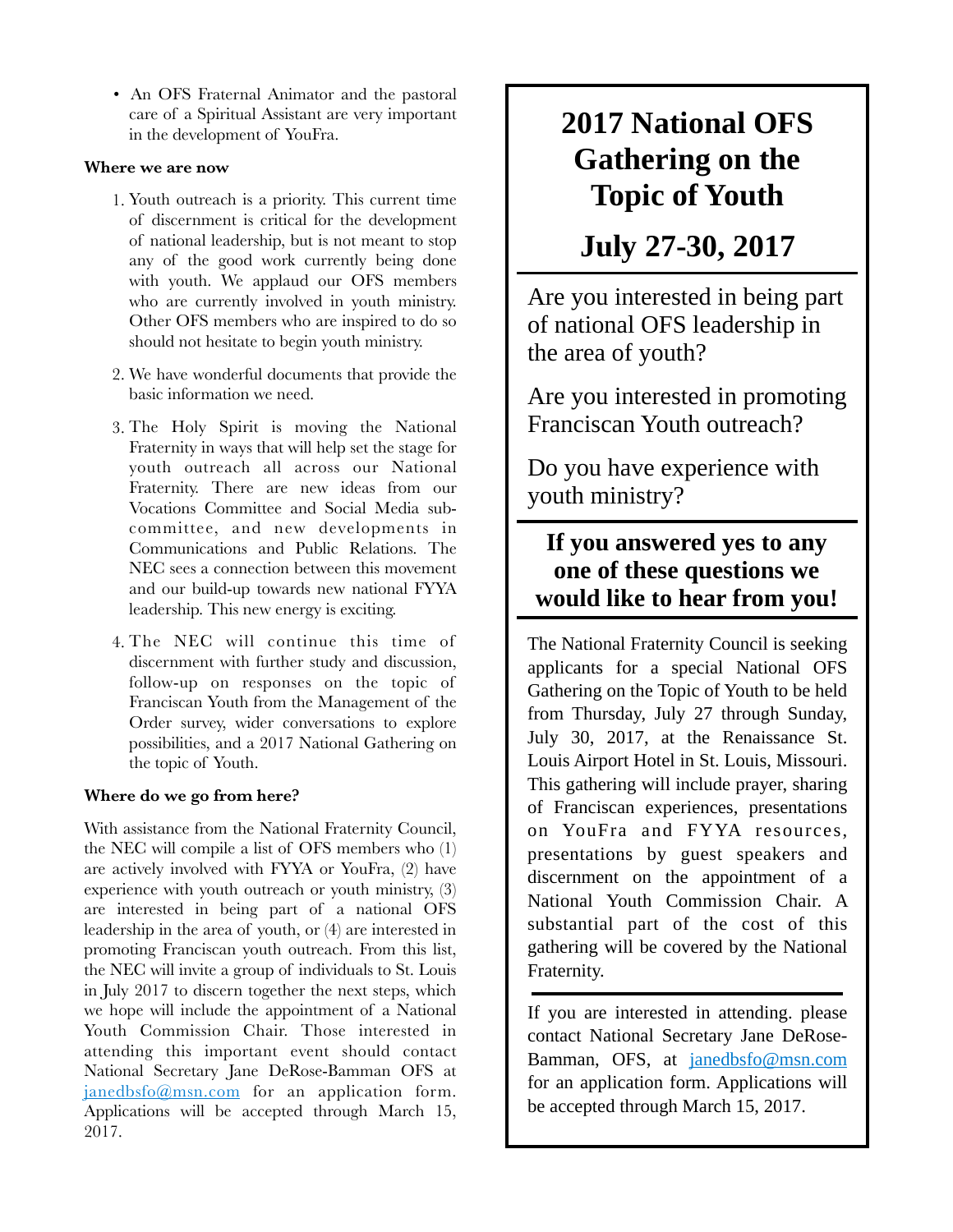- An OFS Fraternal Animator and the pastoral care of a Spiritual Assistant are very important in the development of YouFra.

**Where we are now**

1. Youth outreach is a priority. This current time of discernment is critical for the development of national leadership, but is not meant to stop any of the good work currently being done with youth. We applaud our OFS members who are currently involved in youth ministry. Other OFS members who are inspired to do so should not hesitate to begin youth ministry.

2. We have wonderful documents that provide the basic information we need.

3. The Holy Spirit is moving the National Fraternity in ways that will help set the stage for youth outreach all across our National Fraternity. There are new ideas from our Vocations Committee and Social Media sub-committee, and new developments in Communications and Public Relations. The NEC sees a connection between this movement and our build-up towards new national FYYA leadership. This new energy is exciting.

4. The NEC will continue this time of discernment with further study and discussion, follow-up on responses on the topic of Franciscan Youth from the Management of the Order survey, wider conversations to explore possibilities, and a 2017 National Gathering on the topic of Youth.

**Where do we go from here?**

With assistance from the National Fraternity Council, the NEC will compile a list of OFS members who (1) are actively involved with FYYA or YouFra, (2) have experience with youth outreach or youth ministry, (3) are interested in being part of a national OFS leadership in the area of youth, or (4) are interested in promoting Franciscan youth outreach. From this list, the NEC will invite a group of individuals to St. Louis in July 2017 to discern together the next steps, which we hope will include the appointment of a National Youth Commission Chair. Those interested in attending this important event should contact National Secretary Jane DeRose-Bamman OFS at janedbsfo@msn.com for an application form. Applications will be accepted through March 15, 2017.

# 2017 National OFS Gathering on the Topic of Youth

# July 27-30, 2017

Are you interested in being part of national OFS leadership in the area of youth?

Are you interested in promoting Franciscan Youth outreach?

Do you have experience with youth ministry?

## If you answered yes to any one of these questions we would like to hear from you!

The National Fraternity Council is seeking applicants for a special National OFS Gathering on the Topic of Youth to be held from Thursday, July 27 through Sunday, July 30, 2017, at the Renaissance St. Louis Airport Hotel in St. Louis, Missouri. This gathering will include prayer, sharing of Franciscan experiences, presentations on YouFra and FYYA resources, presentations by guest speakers and discernment on the appointment of a National Youth Commission Chair. A substantial part of the cost of this gathering will be covered by the National Fraternity.

If you are interested in attending. please contact National Secretary Jane DeRose-Bamman, OFS, at janedbsfo@msn.com for an application form. Applications will be accepted through March 15, 2017.